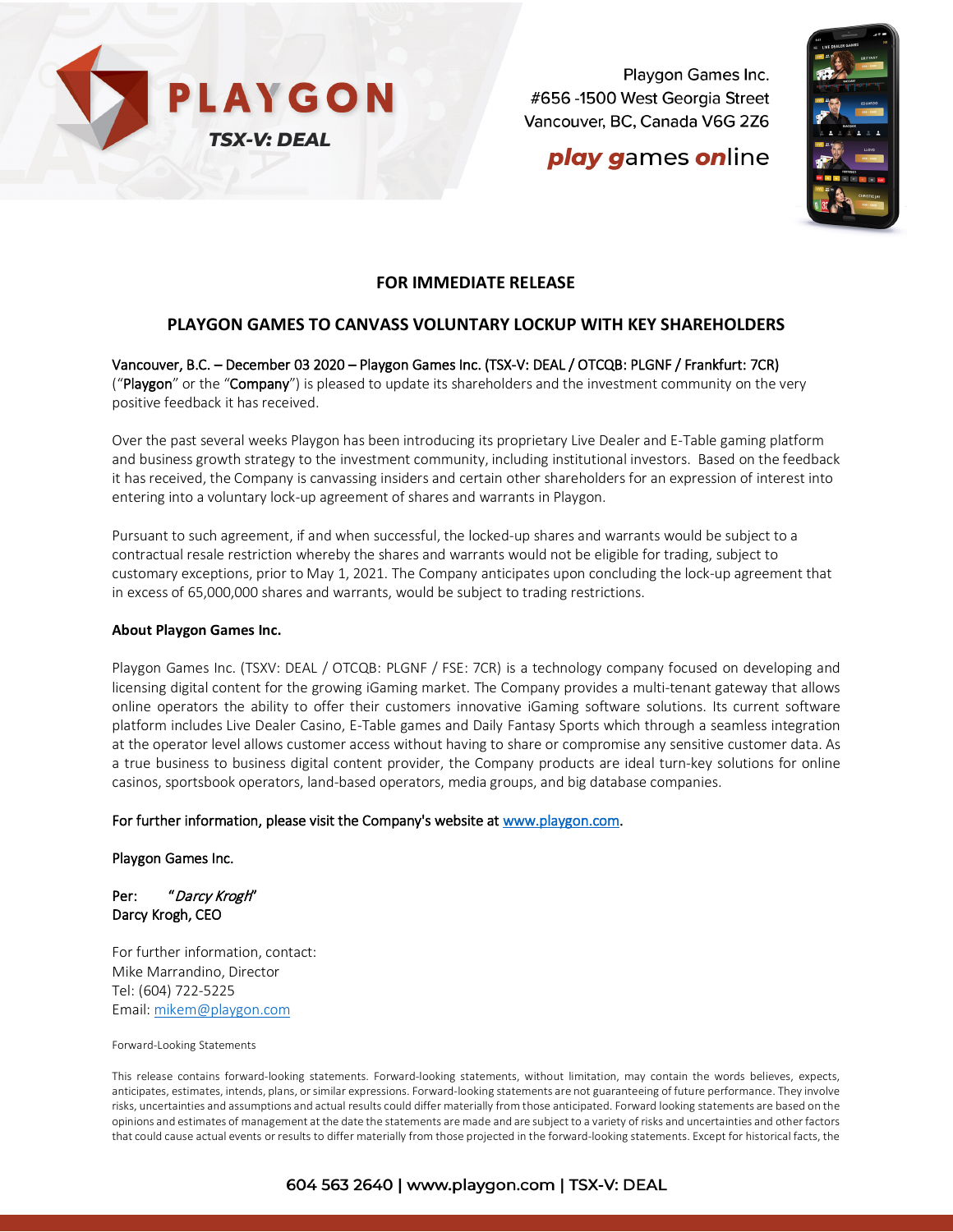PLAYGON

TSX-V: DEAL

Playgon Games Inc.
#656 -1500 West Georgia Street
Vancouver, BC, Canada V6G 2Z6

***play games online***

**FOR IMMEDIATE RELEASE**

## PLAYGON GAMES TO CANVASS VOLUNTARY LOCKUP WITH KEY SHAREHOLDERS

Vancouver, B.C. – December 03 2020 – Playgon Games Inc. (TSX-V: DEAL / OTCQB: PLGNF / Frankfurt: 7CR) ("Playgon" or the "Company") is pleased to update its shareholders and the investment community on the very positive feedback it has received.

Over the past several weeks Playgon has been introducing its proprietary Live Dealer and E-Table gaming platform and business growth strategy to the investment community, including institutional investors. Based on the feedback it has received, the Company is canvassing insiders and certain other shareholders for an expression of interest into entering into a voluntary lock-up agreement of shares and warrants in Playgon.

Pursuant to such agreement, if and when successful, the locked-up shares and warrants would be subject to a contractual resale restriction whereby the shares and warrants would not be eligible for trading, subject to customary exceptions, prior to May 1, 2021. The Company anticipates upon concluding the lock-up agreement that in excess of 65,000,000 shares and warrants, would be subject to trading restrictions.

**About Playgon Games Inc.**

Playgon Games Inc. (TSXV: DEAL / OTCQB: PLGNF / FSE: 7CR) is a technology company focused on developing and licensing digital content for the growing iGaming market. The Company provides a multi-tenant gateway that allows online operators the ability to offer their customers innovative iGaming software solutions. Its current software platform includes Live Dealer Casino, E-Table games and Daily Fantasy Sports which through a seamless integration at the operator level allows customer access without having to share or compromise any sensitive customer data. As a true business to business digital content provider, the Company products are ideal turn-key solutions for online casinos, sportsbook operators, land-based operators, media groups, and big database companies.

For further information, please visit the Company's website at [www.playgon.com](http://www.playgon.com).

Playgon Games Inc.

Per: *"Darcy Krogh"*
Darcy Krogh, CEO

For further information, contact:
Mike Marrandino, Director
Tel: (604) 722-5225
Email: [mikem@playgon.com](mailto:mikem@playgon.com)

Forward-Looking Statements

This release contains forward-looking statements. Forward-looking statements, without limitation, may contain the words believes, expects, anticipates, estimates, intends, plans, or similar expressions. Forward-looking statements are not guaranteeing of future performance. They involve risks, uncertainties and assumptions and actual results could differ materially from those anticipated. Forward looking statements are based on the opinions and estimates of management at the date the statements are made and are subject to a variety of risks and uncertainties and other factors that could cause actual events or results to differ materially from those projected in the forward-looking statements. Except for historical facts, the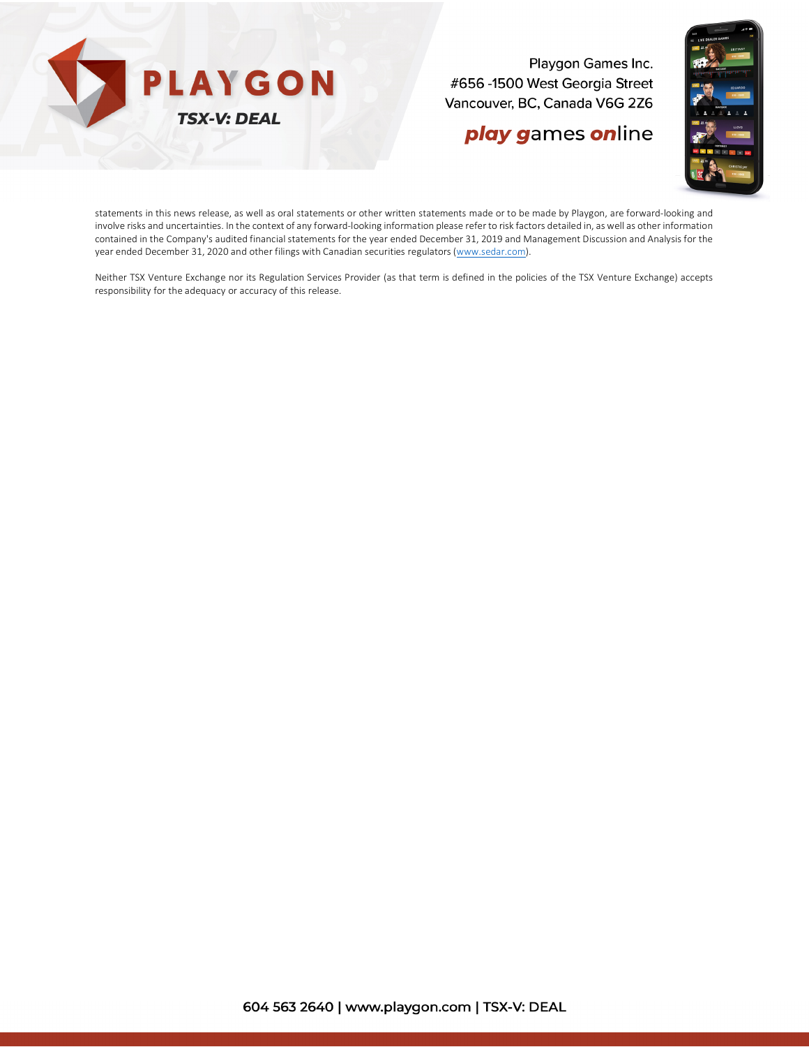statements in this news release, as well as oral statements or other written statements made or to be made by Playgon, are forward-looking and involve risks and uncertainties. In the context of any forward-looking information please refer to risk factors detailed in, as well as other information contained in the Company's audited financial statements for the year ended December 31, 2019 and Management Discussion and Analysis for the year ended December 31, 2020 and other filings with Canadian securities regulators (www.sedar.com).

Neither TSX Venture Exchange nor its Regulation Services Provider (as that term is defined in the policies of the TSX Venture Exchange) accepts responsibility for the adequacy or accuracy of this release.